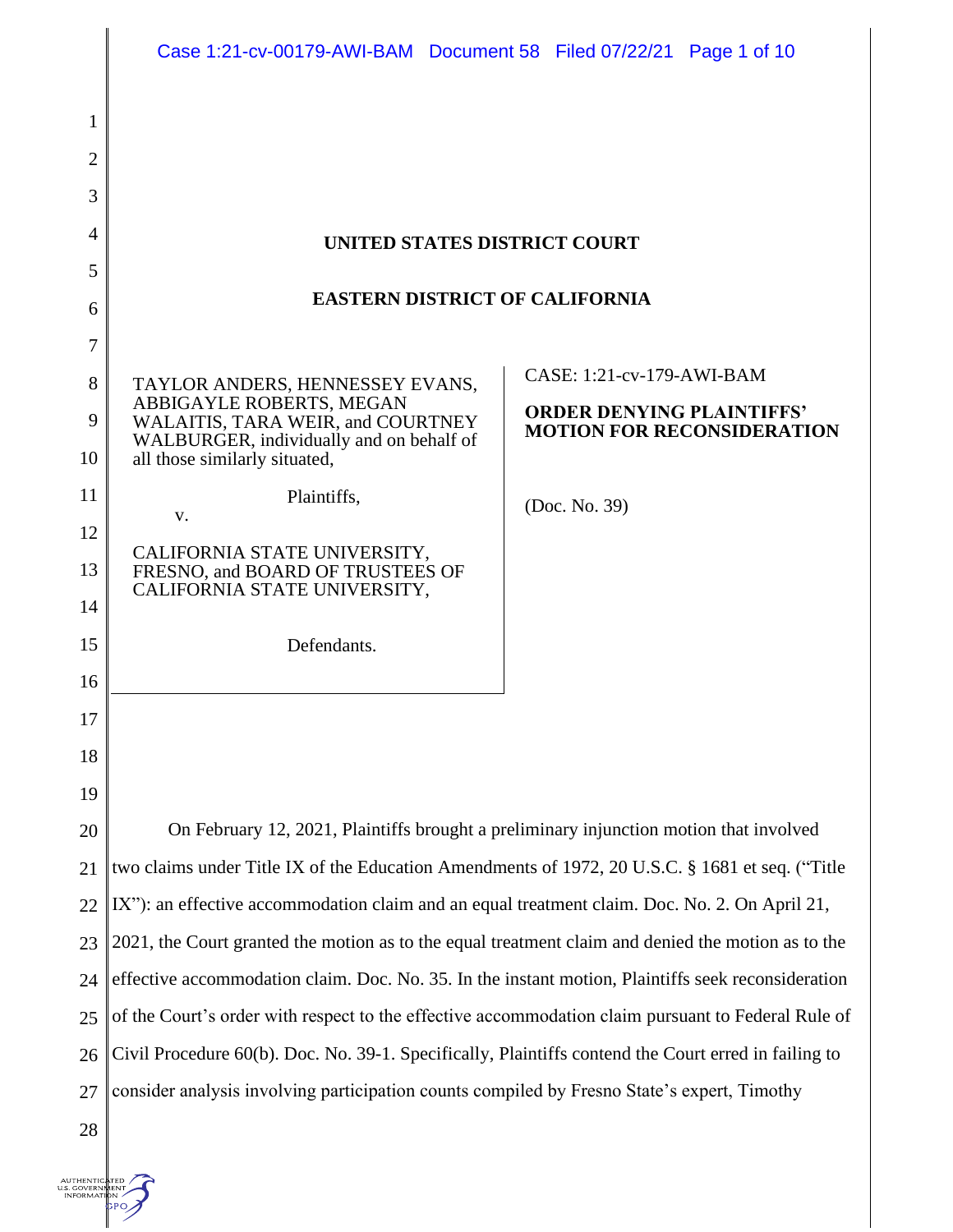**UNITED STATES DISTRICT COURT**

**EASTERN DISTRICT OF CALIFORNIA**

TAYLOR ANDERS, HENNESSEY EVANS, ABBIGAYLE ROBERTS, MEGAN WALAITIS, TARA WEIR, and COURTNEY WALBURGER, individually and on behalf of all those similarly situated,

Plaintiffs,

v.

CALIFORNIA STATE UNIVERSITY, FRESNO, and BOARD OF TRUSTEES OF CALIFORNIA STATE UNIVERSITY,

Defendants.

CASE: 1:21-cv-179-AWI-BAM

**ORDER DENYING PLAINTIFFS' MOTION FOR RECONSIDERATION**

(Doc. No. 39)

On February 12, 2021, Plaintiffs brought a preliminary injunction motion that involved two claims under Title IX of the Education Amendments of 1972, 20 U.S.C. § 1681 et seq. ("Title IX"): an effective accommodation claim and an equal treatment claim. Doc. No. 2. On April 21, 2021, the Court granted the motion as to the equal treatment claim and denied the motion as to the effective accommodation claim. Doc. No. 35. In the instant motion, Plaintiffs seek reconsideration of the Court's order with respect to the effective accommodation claim pursuant to Federal Rule of Civil Procedure 60(b). Doc. No. 39-1. Specifically, Plaintiffs contend the Court erred in failing to consider analysis involving participation counts compiled by Fresno State's expert, Timothy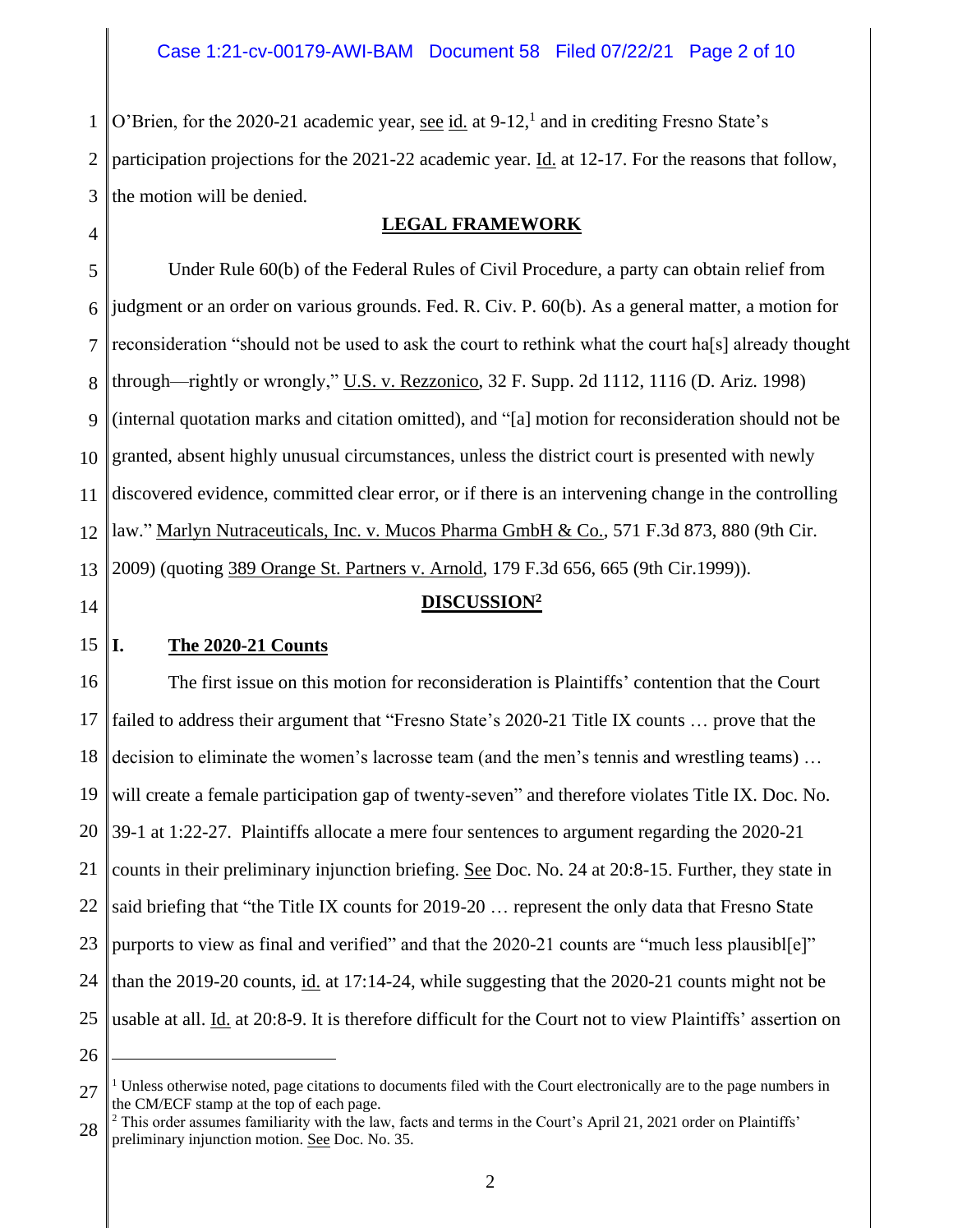O'Brien, for the 2020-21 academic year, see id. at 9-12,[1] and in crediting Fresno State's participation projections for the 2021-22 academic year. Id. at 12-17. For the reasons that follow, the motion will be denied.

## LEGAL FRAMEWORK

Under Rule 60(b) of the Federal Rules of Civil Procedure, a party can obtain relief from judgment or an order on various grounds. Fed. R. Civ. P. 60(b). As a general matter, a motion for reconsideration "should not be used to ask the court to rethink what the court ha[s] already thought through—rightly or wrongly," U.S. v. Rezzonico, 32 F. Supp. 2d 1112, 1116 (D. Ariz. 1998) (internal quotation marks and citation omitted), and "[a] motion for reconsideration should not be granted, absent highly unusual circumstances, unless the district court is presented with newly discovered evidence, committed clear error, or if there is an intervening change in the controlling law." Marlyn Nutraceuticals, Inc. v. Mucos Pharma GmbH & Co., 571 F.3d 873, 880 (9th Cir. 2009) (quoting 389 Orange St. Partners v. Arnold, 179 F.3d 656, 665 (9th Cir.1999)).

## DISCUSSION[2]

### I. The 2020-21 Counts

The first issue on this motion for reconsideration is Plaintiffs' contention that the Court failed to address their argument that "Fresno State's 2020-21 Title IX counts … prove that the decision to eliminate the women's lacrosse team (and the men's tennis and wrestling teams) … will create a female participation gap of twenty-seven" and therefore violates Title IX. Doc. No. 39-1 at 1:22-27. Plaintiffs allocate a mere four sentences to argument regarding the 2020-21 counts in their preliminary injunction briefing. See Doc. No. 24 at 20:8-15. Further, they state in said briefing that "the Title IX counts for 2019-20 … represent the only data that Fresno State purports to view as final and verified" and that the 2020-21 counts are "much less plausibl[e]" than the 2019-20 counts, id. at 17:14-24, while suggesting that the 2020-21 counts might not be usable at all. Id. at 20:8-9. It is therefore difficult for the Court not to view Plaintiffs' assertion on

---

[1] Unless otherwise noted, page citations to documents filed with the Court electronically are to the page numbers in the CM/ECF stamp at the top of each page.

[2] This order assumes familiarity with the law, facts and terms in the Court's April 21, 2021 order on Plaintiffs' preliminary injunction motion. See Doc. No. 35.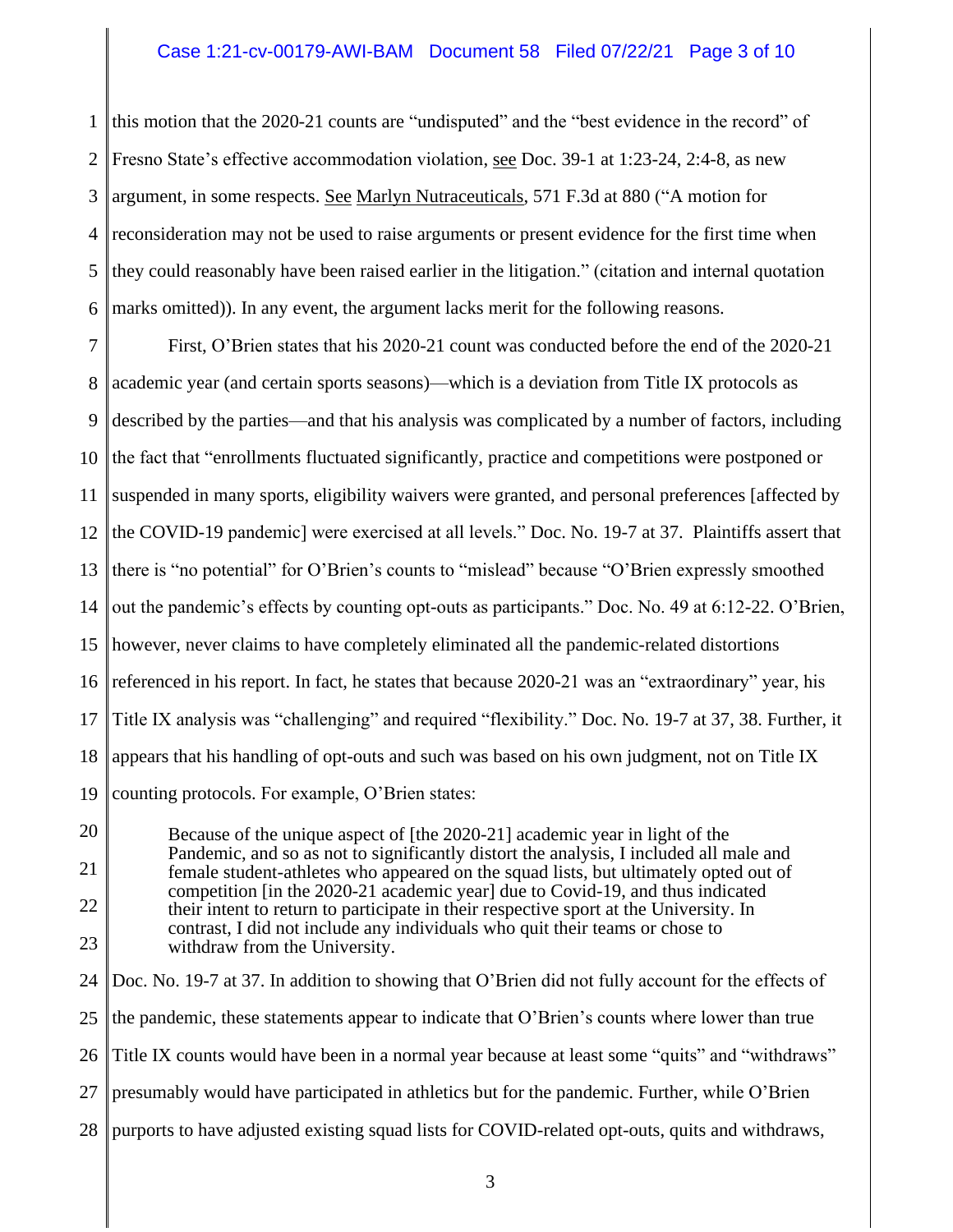this motion that the 2020-21 counts are "undisputed" and the "best evidence in the record" of Fresno State's effective accommodation violation, see Doc. 39-1 at 1:23-24, 2:4-8, as new argument, in some respects. See Marlyn Nutraceuticals, 571 F.3d at 880 ("A motion for reconsideration may not be used to raise arguments or present evidence for the first time when they could reasonably have been raised earlier in the litigation." (citation and internal quotation marks omitted)). In any event, the argument lacks merit for the following reasons.

First, O'Brien states that his 2020-21 count was conducted before the end of the 2020-21 academic year (and certain sports seasons)—which is a deviation from Title IX protocols as described by the parties—and that his analysis was complicated by a number of factors, including the fact that "enrollments fluctuated significantly, practice and competitions were postponed or suspended in many sports, eligibility waivers were granted, and personal preferences [affected by the COVID-19 pandemic] were exercised at all levels." Doc. No. 19-7 at 37. Plaintiffs assert that there is "no potential" for O'Brien's counts to "mislead" because "O'Brien expressly smoothed out the pandemic's effects by counting opt-outs as participants." Doc. No. 49 at 6:12-22. O'Brien, however, never claims to have completely eliminated all the pandemic-related distortions referenced in his report. In fact, he states that because 2020-21 was an "extraordinary" year, his Title IX analysis was "challenging" and required "flexibility." Doc. No. 19-7 at 37, 38. Further, it appears that his handling of opt-outs and such was based on his own judgment, not on Title IX counting protocols. For example, O'Brien states:

> Because of the unique aspect of [the 2020-21] academic year in light of the Pandemic, and so as not to significantly distort the analysis, I included all male and female student-athletes who appeared on the squad lists, but ultimately opted out of competition [in the 2020-21 academic year] due to Covid-19, and thus indicated their intent to return to participate in their respective sport at the University. In contrast, I did not include any individuals who quit their teams or chose to withdraw from the University.

Doc. No. 19-7 at 37. In addition to showing that O'Brien did not fully account for the effects of the pandemic, these statements appear to indicate that O'Brien's counts where lower than true Title IX counts would have been in a normal year because at least some "quits" and "withdraws" presumably would have participated in athletics but for the pandemic. Further, while O'Brien purports to have adjusted existing squad lists for COVID-related opt-outs, quits and withdraws,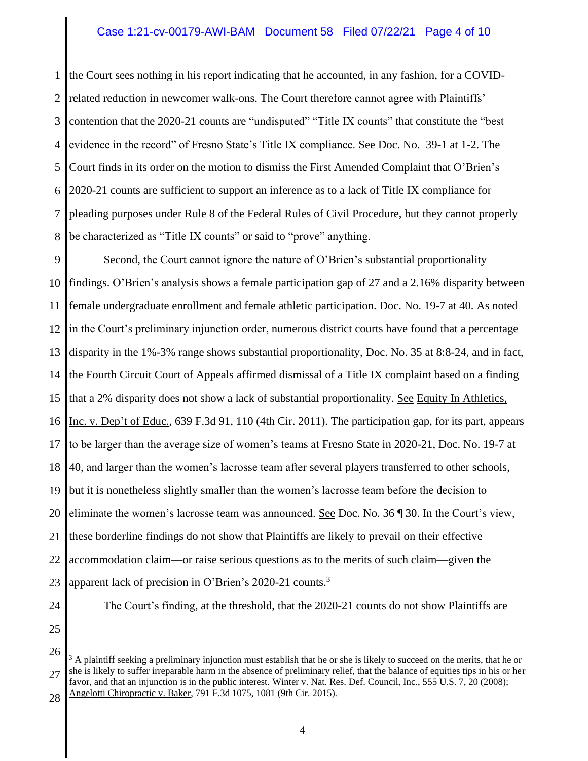the Court sees nothing in his report indicating that he accounted, in any fashion, for a COVID-related reduction in newcomer walk-ons. The Court therefore cannot agree with Plaintiffs' contention that the 2020-21 counts are "undisputed" "Title IX counts" that constitute the "best evidence in the record" of Fresno State's Title IX compliance. See Doc. No. 39-1 at 1-2. The Court finds in its order on the motion to dismiss the First Amended Complaint that O'Brien's 2020-21 counts are sufficient to support an inference as to a lack of Title IX compliance for pleading purposes under Rule 8 of the Federal Rules of Civil Procedure, but they cannot properly be characterized as "Title IX counts" or said to "prove" anything.

Second, the Court cannot ignore the nature of O'Brien's substantial proportionality findings. O'Brien's analysis shows a female participation gap of 27 and a 2.16% disparity between female undergraduate enrollment and female athletic participation. Doc. No. 19-7 at 40. As noted in the Court's preliminary injunction order, numerous district courts have found that a percentage disparity in the 1%-3% range shows substantial proportionality, Doc. No. 35 at 8:8-24, and in fact, the Fourth Circuit Court of Appeals affirmed dismissal of a Title IX complaint based on a finding that a 2% disparity does not show a lack of substantial proportionality. See Equity In Athletics, Inc. v. Dep't of Educ., 639 F.3d 91, 110 (4th Cir. 2011). The participation gap, for its part, appears to be larger than the average size of women's teams at Fresno State in 2020-21, Doc. No. 19-7 at 40, and larger than the women's lacrosse team after several players transferred to other schools, but it is nonetheless slightly smaller than the women's lacrosse team before the decision to eliminate the women's lacrosse team was announced. See Doc. No. 36 ¶ 30. In the Court's view, these borderline findings do not show that Plaintiffs are likely to prevail on their effective accommodation claim—or raise serious questions as to the merits of such claim—given the apparent lack of precision in O'Brien's 2020-21 counts.[3]

The Court's finding, at the threshold, that the 2020-21 counts do not show Plaintiffs are

---

[3] A plaintiff seeking a preliminary injunction must establish that he or she is likely to succeed on the merits, that he or she is likely to suffer irreparable harm in the absence of preliminary relief, that the balance of equities tips in his or her favor, and that an injunction is in the public interest. Winter v. Nat. Res. Def. Council, Inc., 555 U.S. 7, 20 (2008); Angelotti Chiropractic v. Baker, 791 F.3d 1075, 1081 (9th Cir. 2015).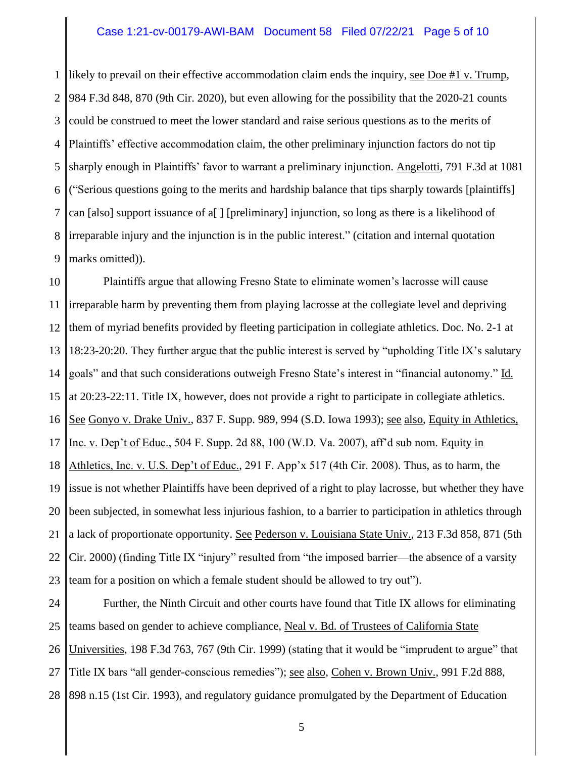likely to prevail on their effective accommodation claim ends the inquiry, see Doe #1 v. Trump, 984 F.3d 848, 870 (9th Cir. 2020), but even allowing for the possibility that the 2020-21 counts could be construed to meet the lower standard and raise serious questions as to the merits of Plaintiffs' effective accommodation claim, the other preliminary injunction factors do not tip sharply enough in Plaintiffs' favor to warrant a preliminary injunction. Angelotti, 791 F.3d at 1081 ("Serious questions going to the merits and hardship balance that tips sharply towards [plaintiffs] can [also] support issuance of a[ ] [preliminary] injunction, so long as there is a likelihood of irreparable injury and the injunction is in the public interest." (citation and internal quotation marks omitted)).

Plaintiffs argue that allowing Fresno State to eliminate women's lacrosse will cause irreparable harm by preventing them from playing lacrosse at the collegiate level and depriving them of myriad benefits provided by fleeting participation in collegiate athletics. Doc. No. 2-1 at 18:23-20:20. They further argue that the public interest is served by "upholding Title IX's salutary goals" and that such considerations outweigh Fresno State's interest in "financial autonomy." Id. at 20:23-22:11. Title IX, however, does not provide a right to participate in collegiate athletics. See Gonyo v. Drake Univ., 837 F. Supp. 989, 994 (S.D. Iowa 1993); see also, Equity in Athletics, Inc. v. Dep't of Educ., 504 F. Supp. 2d 88, 100 (W.D. Va. 2007), aff'd sub nom. Equity in Athletics, Inc. v. U.S. Dep't of Educ., 291 F. App'x 517 (4th Cir. 2008). Thus, as to harm, the issue is not whether Plaintiffs have been deprived of a right to play lacrosse, but whether they have been subjected, in somewhat less injurious fashion, to a barrier to participation in athletics through a lack of proportionate opportunity. See Pederson v. Louisiana State Univ., 213 F.3d 858, 871 (5th Cir. 2000) (finding Title IX "injury" resulted from "the imposed barrier—the absence of a varsity team for a position on which a female student should be allowed to try out").

Further, the Ninth Circuit and other courts have found that Title IX allows for eliminating teams based on gender to achieve compliance, Neal v. Bd. of Trustees of California State Universities, 198 F.3d 763, 767 (9th Cir. 1999) (stating that it would be "imprudent to argue" that Title IX bars "all gender-conscious remedies"); see also, Cohen v. Brown Univ., 991 F.2d 888, 898 n.15 (1st Cir. 1993), and regulatory guidance promulgated by the Department of Education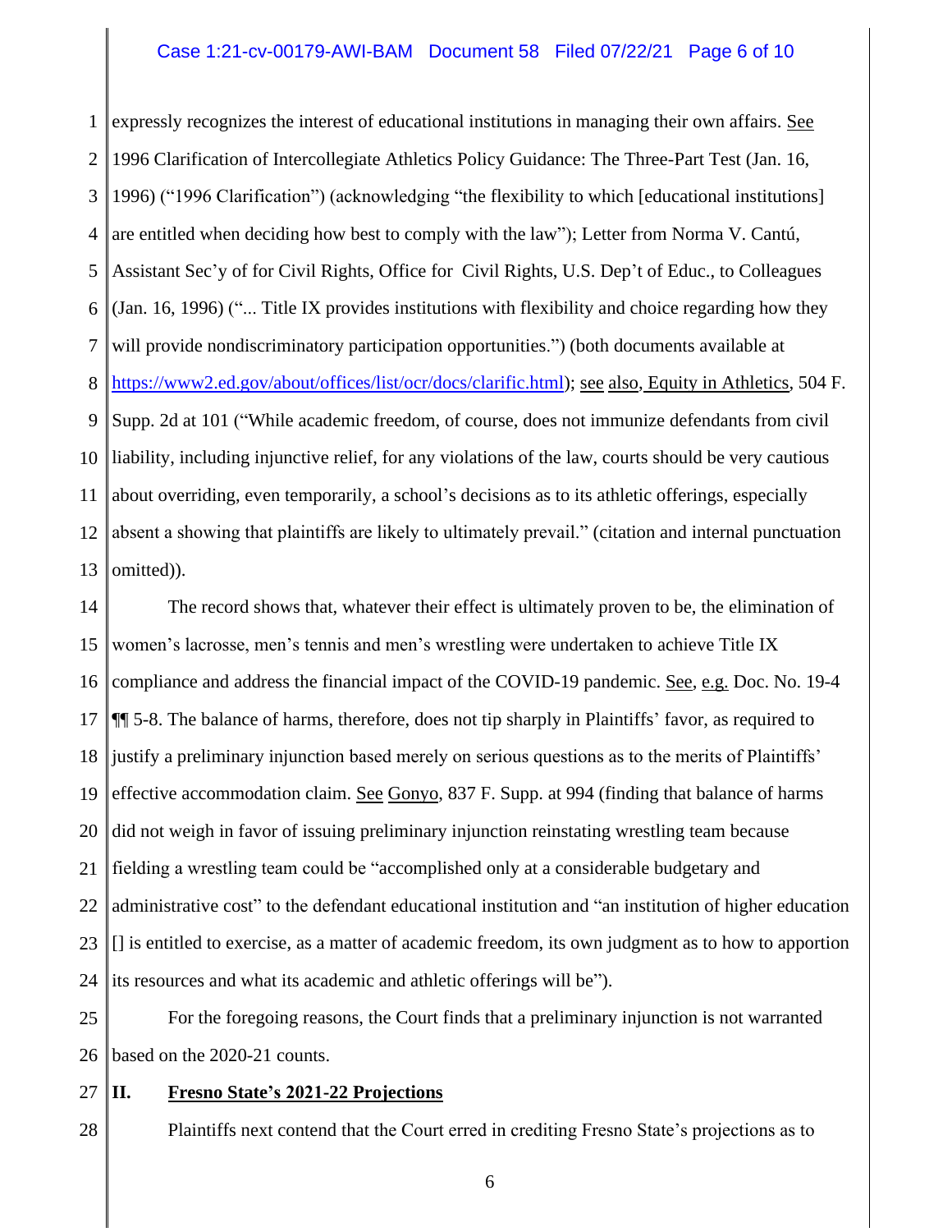expressly recognizes the interest of educational institutions in managing their own affairs. See 1996 Clarification of Intercollegiate Athletics Policy Guidance: The Three-Part Test (Jan. 16, 1996) ("1996 Clarification") (acknowledging "the flexibility to which [educational institutions] are entitled when deciding how best to comply with the law"); Letter from Norma V. Cantú, Assistant Sec'y of for Civil Rights, Office for Civil Rights, U.S. Dep't of Educ., to Colleagues (Jan. 16, 1996) ("... Title IX provides institutions with flexibility and choice regarding how they will provide nondiscriminatory participation opportunities.") (both documents available at https://www2.ed.gov/about/offices/list/ocr/docs/clarific.html); see also, Equity in Athletics, 504 F. Supp. 2d at 101 ("While academic freedom, of course, does not immunize defendants from civil liability, including injunctive relief, for any violations of the law, courts should be very cautious about overriding, even temporarily, a school's decisions as to its athletic offerings, especially absent a showing that plaintiffs are likely to ultimately prevail." (citation and internal punctuation omitted)).

The record shows that, whatever their effect is ultimately proven to be, the elimination of women's lacrosse, men's tennis and men's wrestling were undertaken to achieve Title IX compliance and address the financial impact of the COVID-19 pandemic. See, e.g. Doc. No. 19-4 ¶¶ 5-8. The balance of harms, therefore, does not tip sharply in Plaintiffs' favor, as required to justify a preliminary injunction based merely on serious questions as to the merits of Plaintiffs' effective accommodation claim. See Gonyo, 837 F. Supp. at 994 (finding that balance of harms did not weigh in favor of issuing preliminary injunction reinstating wrestling team because fielding a wrestling team could be "accomplished only at a considerable budgetary and administrative cost" to the defendant educational institution and "an institution of higher education [] is entitled to exercise, as a matter of academic freedom, its own judgment as to how to apportion its resources and what its academic and athletic offerings will be").

For the foregoing reasons, the Court finds that a preliminary injunction is not warranted based on the 2020-21 counts.

## II. Fresno State's 2021-22 Projections

Plaintiffs next contend that the Court erred in crediting Fresno State's projections as to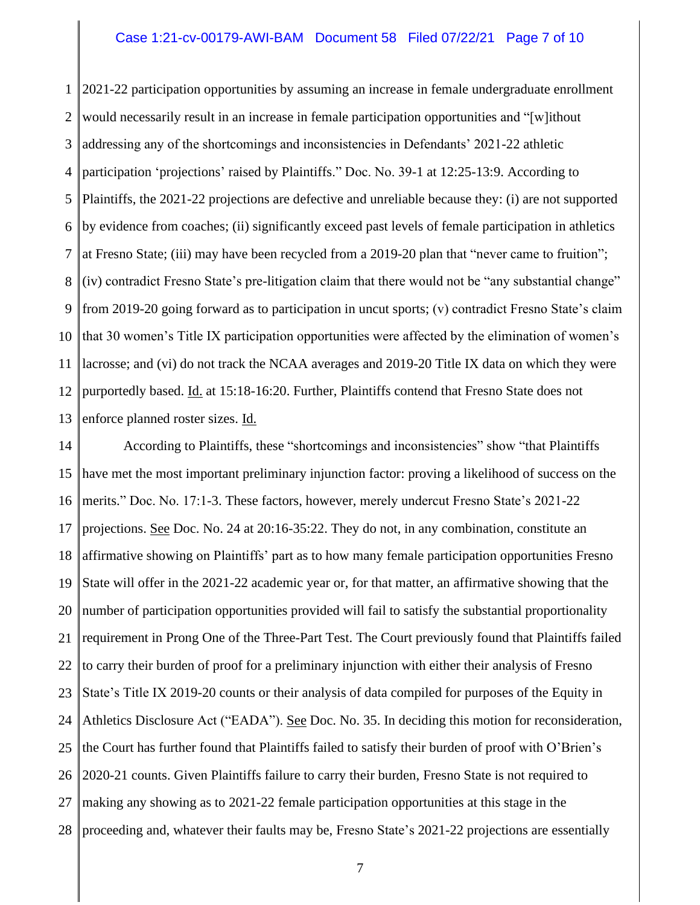2021-22 participation opportunities by assuming an increase in female undergraduate enrollment would necessarily result in an increase in female participation opportunities and "[w]ithout addressing any of the shortcomings and inconsistencies in Defendants' 2021-22 athletic participation 'projections' raised by Plaintiffs." Doc. No. 39-1 at 12:25-13:9. According to Plaintiffs, the 2021-22 projections are defective and unreliable because they: (i) are not supported by evidence from coaches; (ii) significantly exceed past levels of female participation in athletics at Fresno State; (iii) may have been recycled from a 2019-20 plan that "never came to fruition"; (iv) contradict Fresno State's pre-litigation claim that there would not be "any substantial change" from 2019-20 going forward as to participation in uncut sports; (v) contradict Fresno State's claim that 30 women's Title IX participation opportunities were affected by the elimination of women's lacrosse; and (vi) do not track the NCAA averages and 2019-20 Title IX data on which they were purportedly based. Id. at 15:18-16:20. Further, Plaintiffs contend that Fresno State does not enforce planned roster sizes. Id.

According to Plaintiffs, these "shortcomings and inconsistencies" show "that Plaintiffs have met the most important preliminary injunction factor: proving a likelihood of success on the merits." Doc. No. 17:1-3. These factors, however, merely undercut Fresno State's 2021-22 projections. See Doc. No. 24 at 20:16-35:22. They do not, in any combination, constitute an affirmative showing on Plaintiffs' part as to how many female participation opportunities Fresno State will offer in the 2021-22 academic year or, for that matter, an affirmative showing that the number of participation opportunities provided will fail to satisfy the substantial proportionality requirement in Prong One of the Three-Part Test. The Court previously found that Plaintiffs failed to carry their burden of proof for a preliminary injunction with either their analysis of Fresno State's Title IX 2019-20 counts or their analysis of data compiled for purposes of the Equity in Athletics Disclosure Act ("EADA"). See Doc. No. 35. In deciding this motion for reconsideration, the Court has further found that Plaintiffs failed to satisfy their burden of proof with O'Brien's 2020-21 counts. Given Plaintiffs failure to carry their burden, Fresno State is not required to making any showing as to 2021-22 female participation opportunities at this stage in the proceeding and, whatever their faults may be, Fresno State's 2021-22 projections are essentially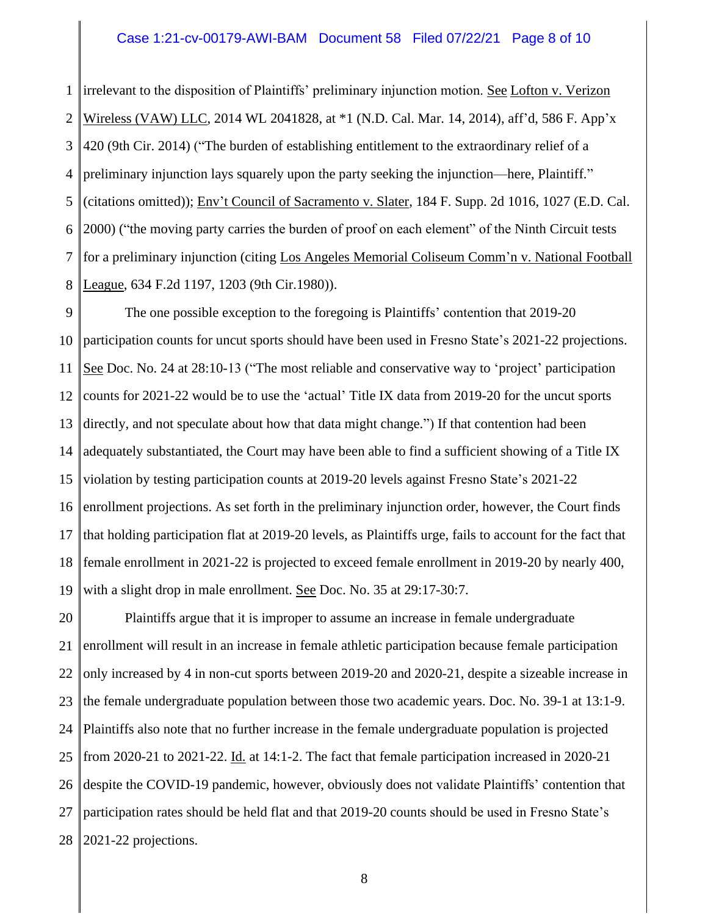irrelevant to the disposition of Plaintiffs' preliminary injunction motion. See Lofton v. Verizon Wireless (VAW) LLC, 2014 WL 2041828, at *1 (N.D. Cal. Mar. 14, 2014), aff'd, 586 F. App'x 420 (9th Cir. 2014) ("The burden of establishing entitlement to the extraordinary relief of a preliminary injunction lays squarely upon the party seeking the injunction—here, Plaintiff." (citations omitted)); Env't Council of Sacramento v. Slater, 184 F. Supp. 2d 1016, 1027 (E.D. Cal. 2000) ("the moving party carries the burden of proof on each element" of the Ninth Circuit tests for a preliminary injunction (citing Los Angeles Memorial Coliseum Comm'n v. National Football League, 634 F.2d 1197, 1203 (9th Cir.1980)).

The one possible exception to the foregoing is Plaintiffs' contention that 2019-20 participation counts for uncut sports should have been used in Fresno State's 2021-22 projections. See Doc. No. 24 at 28:10-13 ("The most reliable and conservative way to 'project' participation counts for 2021-22 would be to use the 'actual' Title IX data from 2019-20 for the uncut sports directly, and not speculate about how that data might change.") If that contention had been adequately substantiated, the Court may have been able to find a sufficient showing of a Title IX violation by testing participation counts at 2019-20 levels against Fresno State's 2021-22 enrollment projections. As set forth in the preliminary injunction order, however, the Court finds that holding participation flat at 2019-20 levels, as Plaintiffs urge, fails to account for the fact that female enrollment in 2021-22 is projected to exceed female enrollment in 2019-20 by nearly 400, with a slight drop in male enrollment. See Doc. No. 35 at 29:17-30:7.

Plaintiffs argue that it is improper to assume an increase in female undergraduate enrollment will result in an increase in female athletic participation because female participation only increased by 4 in non-cut sports between 2019-20 and 2020-21, despite a sizeable increase in the female undergraduate population between those two academic years. Doc. No. 39-1 at 13:1-9. Plaintiffs also note that no further increase in the female undergraduate population is projected from 2020-21 to 2021-22. Id. at 14:1-2. The fact that female participation increased in 2020-21 despite the COVID-19 pandemic, however, obviously does not validate Plaintiffs' contention that participation rates should be held flat and that 2019-20 counts should be used in Fresno State's 2021-22 projections.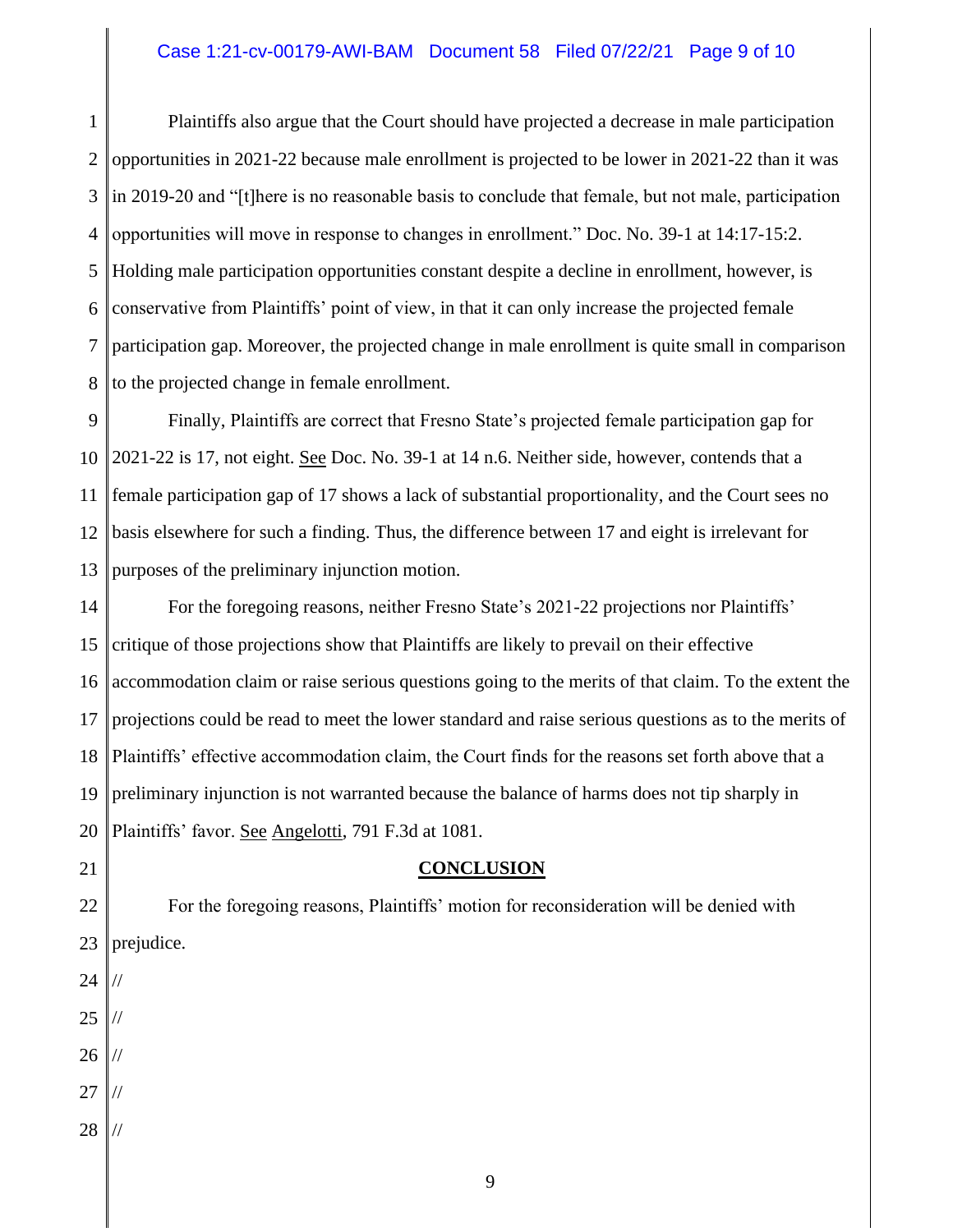Plaintiffs also argue that the Court should have projected a decrease in male participation opportunities in 2021-22 because male enrollment is projected to be lower in 2021-22 than it was in 2019-20 and "[t]here is no reasonable basis to conclude that female, but not male, participation opportunities will move in response to changes in enrollment." Doc. No. 39-1 at 14:17-15:2. Holding male participation opportunities constant despite a decline in enrollment, however, is conservative from Plaintiffs' point of view, in that it can only increase the projected female participation gap. Moreover, the projected change in male enrollment is quite small in comparison to the projected change in female enrollment.

Finally, Plaintiffs are correct that Fresno State's projected female participation gap for 2021-22 is 17, not eight. See Doc. No. 39-1 at 14 n.6. Neither side, however, contends that a female participation gap of 17 shows a lack of substantial proportionality, and the Court sees no basis elsewhere for such a finding. Thus, the difference between 17 and eight is irrelevant for purposes of the preliminary injunction motion.

For the foregoing reasons, neither Fresno State's 2021-22 projections nor Plaintiffs' critique of those projections show that Plaintiffs are likely to prevail on their effective accommodation claim or raise serious questions going to the merits of that claim. To the extent the projections could be read to meet the lower standard and raise serious questions as to the merits of Plaintiffs' effective accommodation claim, the Court finds for the reasons set forth above that a preliminary injunction is not warranted because the balance of harms does not tip sharply in Plaintiffs' favor. See Angelotti, 791 F.3d at 1081.

## CONCLUSION

For the foregoing reasons, Plaintiffs' motion for reconsideration will be denied with prejudice.

//

//

//

//

//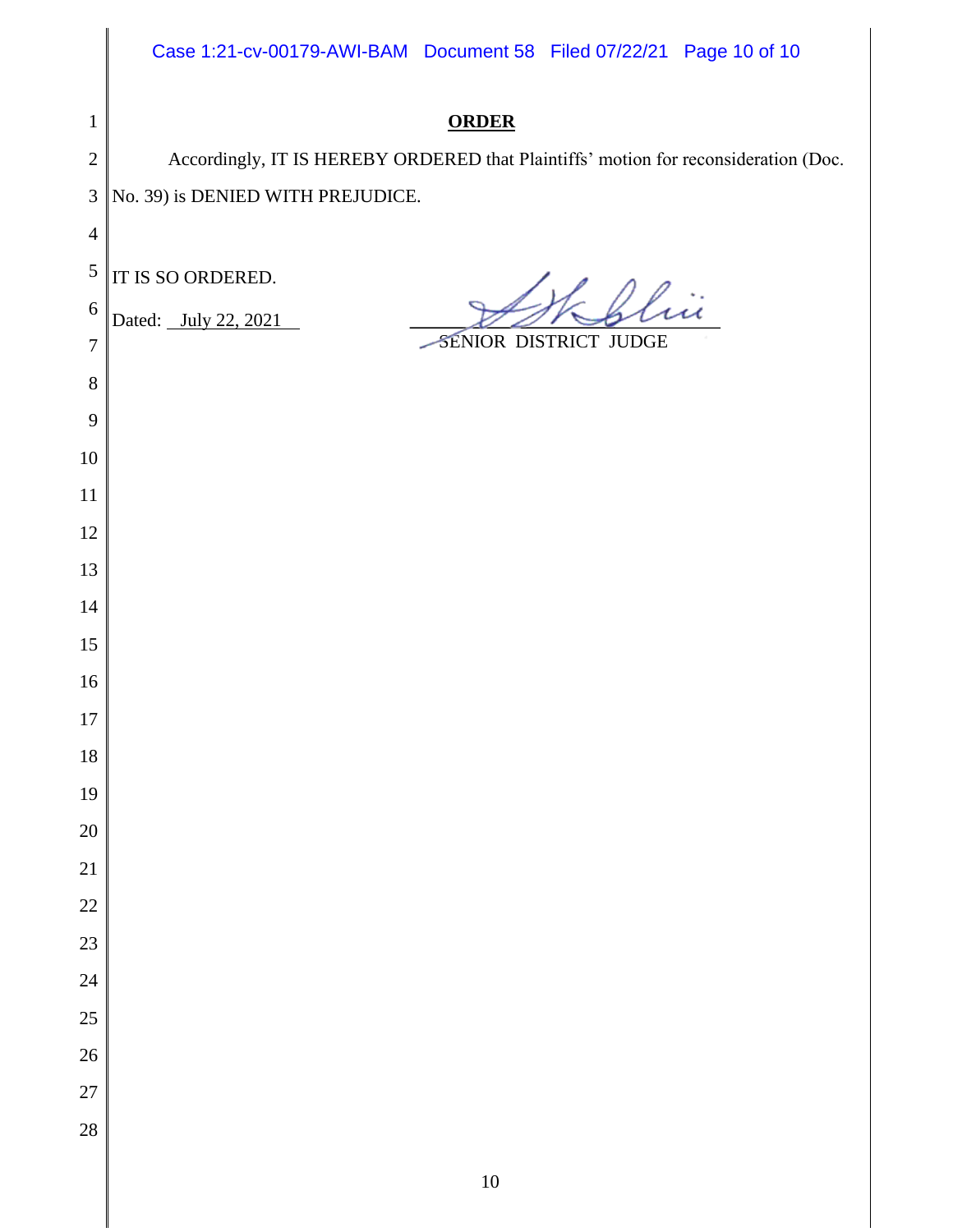**ORDER**

Accordingly, IT IS HEREBY ORDERED that Plaintiffs' motion for reconsideration (Doc. No. 39) is DENIED WITH PREJUDICE.

IT IS SO ORDERED.

Dated: July 22, 2021

SENIOR DISTRICT JUDGE